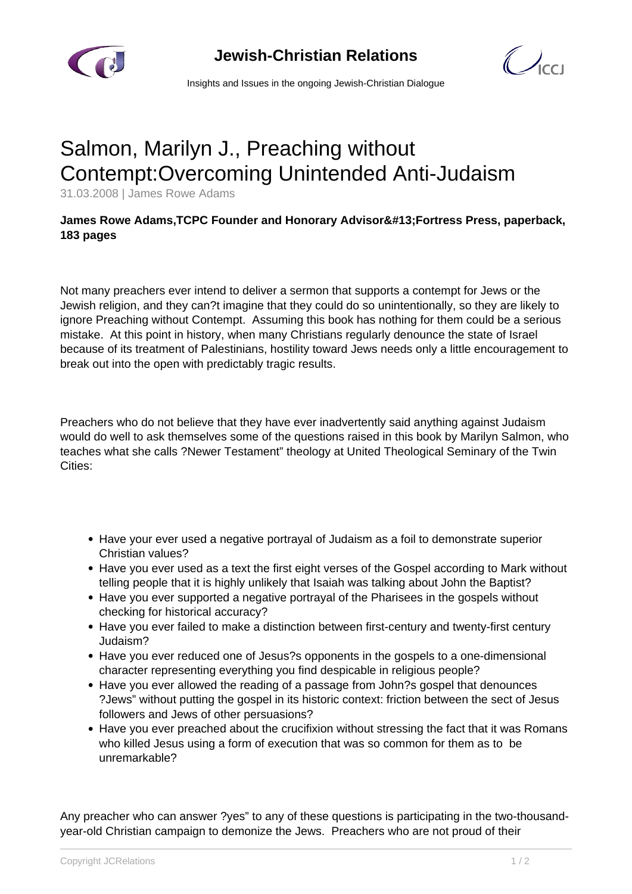# Salmon, Marilyn J., Preaching without Contempt:Overcoming Unintended Anti-Judaism

31.03.2008 | James Rowe Adams

**James Rowe Adams,TCPC Founder and Honorary Advisor&#13;Fortress Press, paperback, 183 pages**

Not many preachers ever intend to deliver a sermon that supports a contempt for Jews or the Jewish religion, and they can?t imagine that they could do so unintentionally, so they are likely to ignore Preaching without Contempt. Assuming this book has nothing for them could be a serious mistake. At this point in history, when many Christians regularly denounce the state of Israel because of its treatment of Palestinians, hostility toward Jews needs only a little encouragement to break out into the open with predictably tragic results.

Preachers who do not believe that they have ever inadvertently said anything against Judaism would do well to ask themselves some of the questions raised in this book by Marilyn Salmon, who teaches what she calls ?Newer Testament" theology at United Theological Seminary of the Twin Cities:

- Have your ever used a negative portrayal of Judaism as a foil to demonstrate superior Christian values?
- Have you ever used as a text the first eight verses of the Gospel according to Mark without telling people that it is highly unlikely that Isaiah was talking about John the Baptist?
- Have you ever supported a negative portrayal of the Pharisees in the gospels without checking for historical accuracy?
- Have you ever failed to make a distinction between first-century and twenty-first century Judaism?
- Have you ever reduced one of Jesus?s opponents in the gospels to a one-dimensional character representing everything you find despicable in religious people?
- Have you ever allowed the reading of a passage from John?s gospel that denounces ?Jews" without putting the gospel in its historic context: friction between the sect of Jesus followers and Jews of other persuasions?
- Have you ever preached about the crucifixion without stressing the fact that it was Romans who killed Jesus using a form of execution that was so common for them as to be unremarkable?

Any preacher who can answer ?yes" to any of these questions is participating in the two-thousand-year-old Christian campaign to demonize the Jews. Preachers who are not proud of their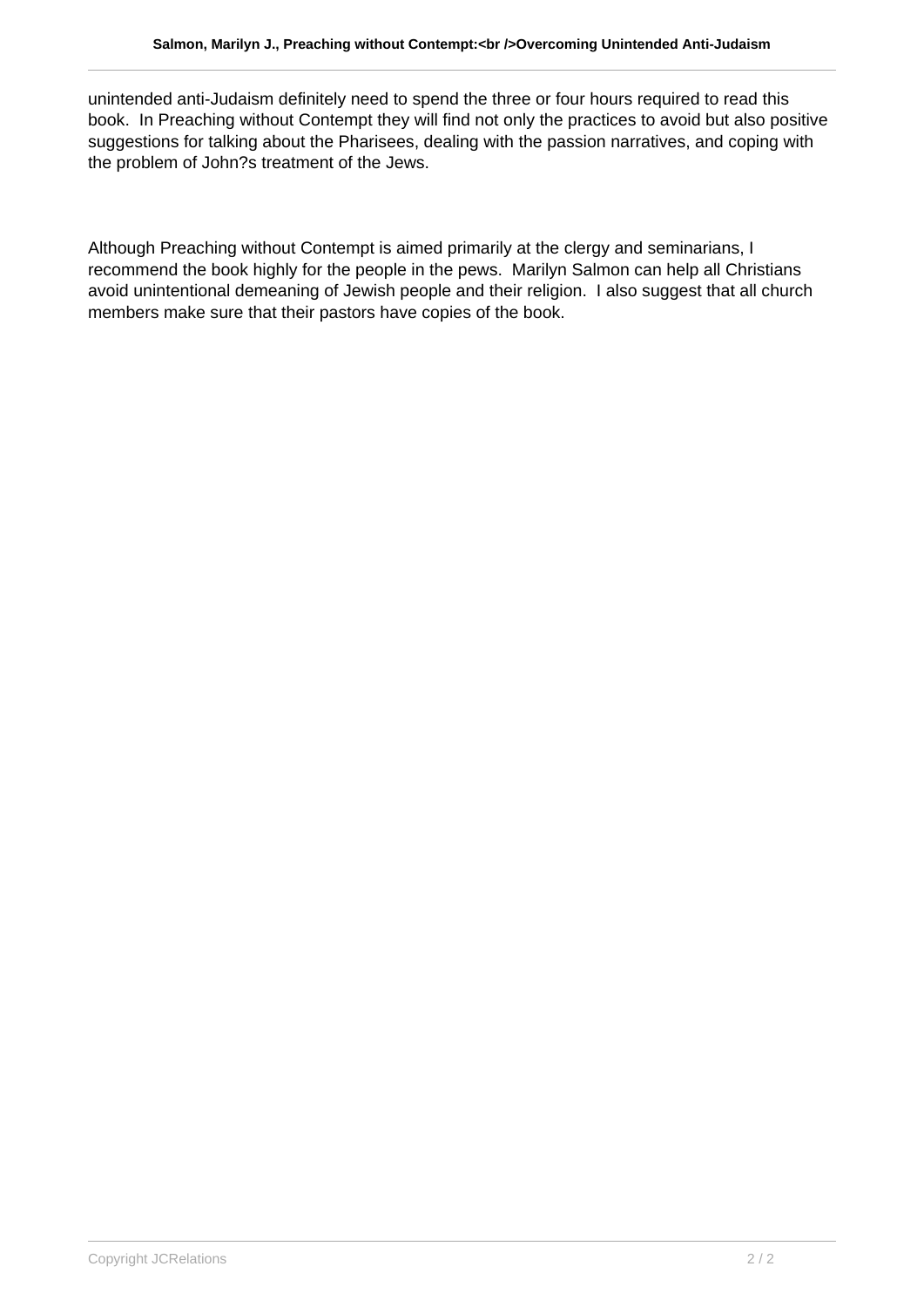unintended anti-Judaism definitely need to spend the three or four hours required to read this book. In Preaching without Contempt they will find not only the practices to avoid but also positive suggestions for talking about the Pharisees, dealing with the passion narratives, and coping with the problem of John?s treatment of the Jews.

Although Preaching without Contempt is aimed primarily at the clergy and seminarians, I recommend the book highly for the people in the pews. Marilyn Salmon can help all Christians avoid unintentional demeaning of Jewish people and their religion. I also suggest that all church members make sure that their pastors have copies of the book.